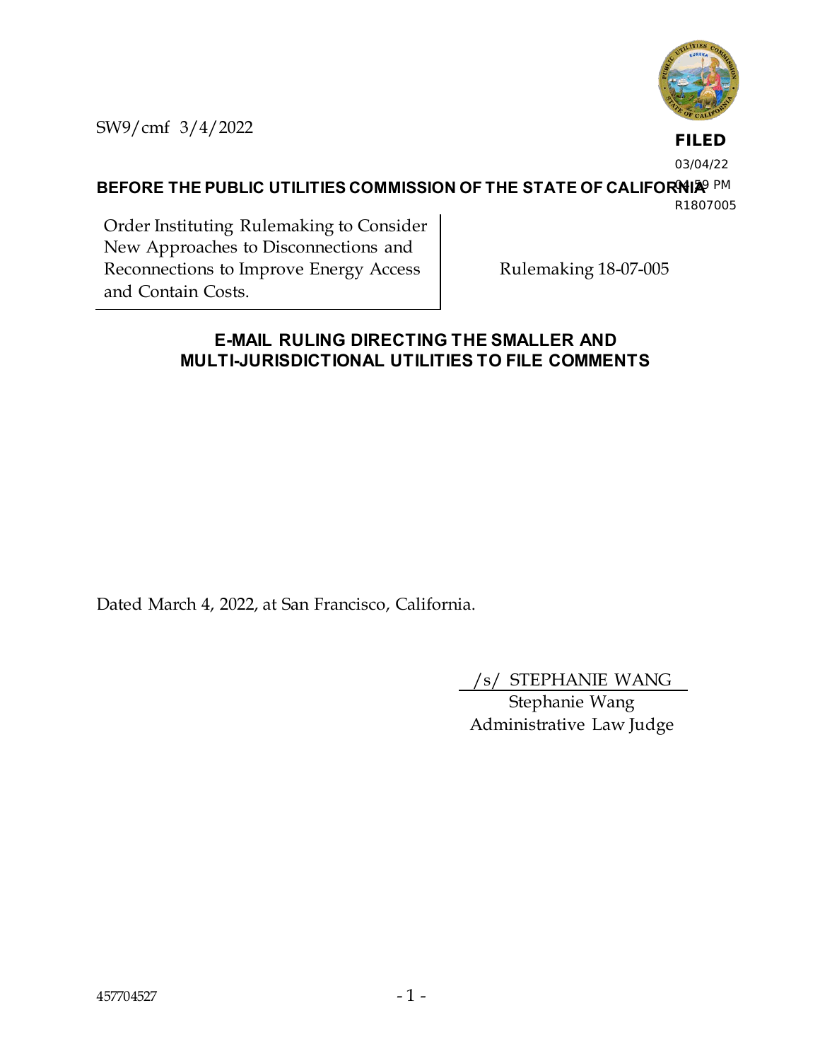SW9/cmf 3/4/2022

**FILED**
03/04/22
04:59 PM
R1807005

**BEFORE THE PUBLIC UTILITIES COMMISSION OF THE STATE OF CALIFORNIA**

| | |
|---|---|
| Order Instituting Rulemaking to Consider New Approaches to Disconnections and Reconnections to Improve Energy Access and Contain Costs. | Rulemaking 18-07-005 |

## E-MAIL RULING DIRECTING THE SMALLER AND MULTI-JURISDICTIONAL UTILITIES TO FILE COMMENTS

Dated March 4, 2022, at San Francisco, California.

/s/ STEPHANIE WANG
Stephanie Wang
Administrative Law Judge

457704527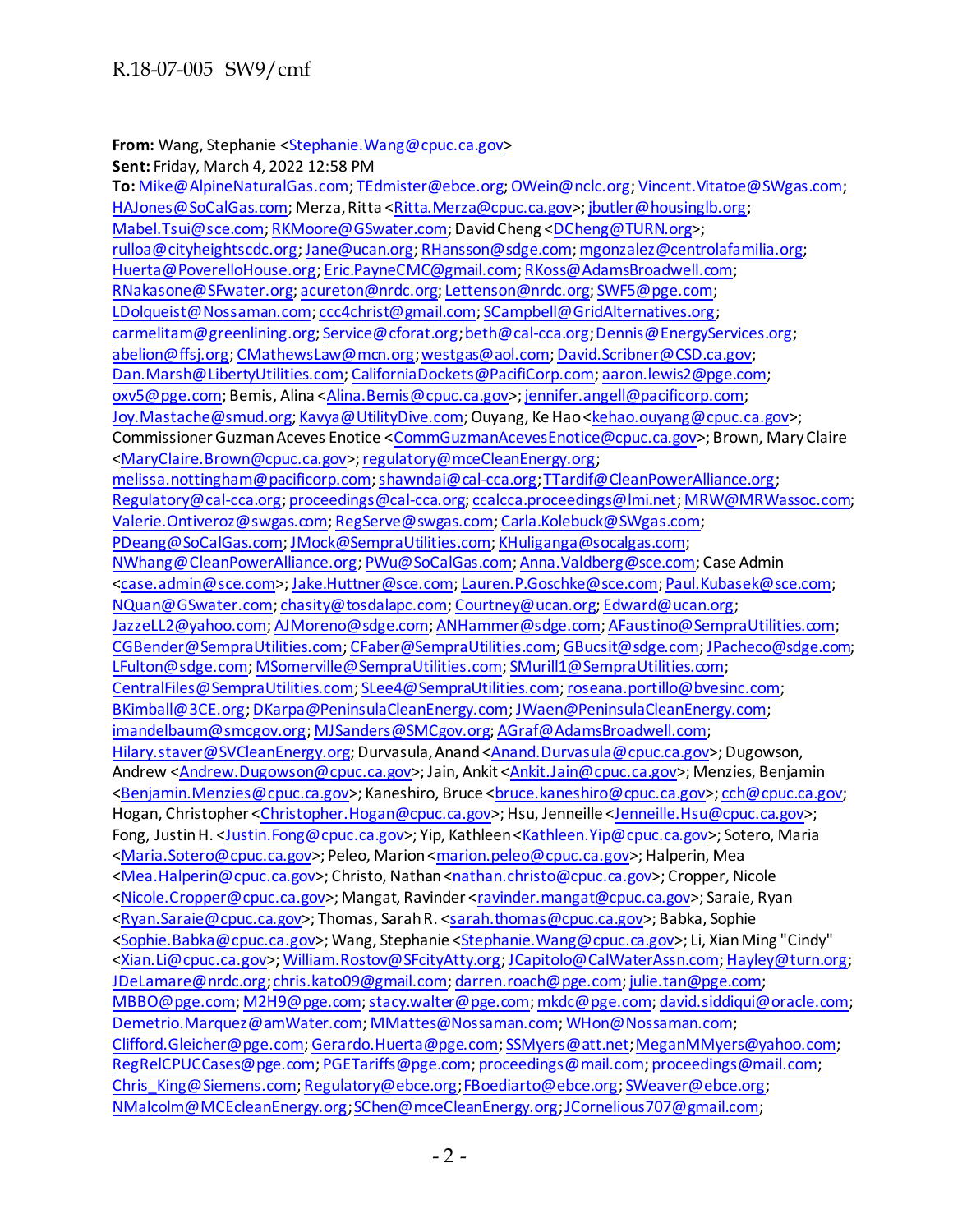**From:** Wang, Stephanie <Stephanie.Wang@cpuc.ca.gov>
**Sent:** Friday, March 4, 2022 12:58 PM
**To:** Mike@AlpineNaturalGas.com; TEdmister@ebce.org; OWein@nclc.org; Vincent.Vitatoe@SWgas.com; HAJones@SoCalGas.com; Merza, Ritta <Ritta.Merza@cpuc.ca.gov>; jbutler@housinglb.org; Mabel.Tsui@sce.com; RKMoore@GSwater.com; David Cheng <DCheng@TURN.org>; rulloa@cityheightscdc.org; Jane@ucan.org; RHansson@sdge.com; mgonzalez@centrolafamilia.org; Huerta@PoverelloHouse.org; Eric.PayneCMC@gmail.com; RKoss@AdamsBroadwell.com; RNakasone@SFwater.org; acureton@nrdc.org; Lettenson@nrdc.org; SWF5@pge.com; LDolqueist@Nossaman.com; ccc4christ@gmail.com; SCampbell@GridAlternatives.org; carmelitam@greenlining.org; Service@cforat.org; beth@cal-cca.org; Dennis@EnergyServices.org; abelion@ffsj.org; CMathewsLaw@mcn.org; westgas@aol.com; David.Scribner@CSD.ca.gov; Dan.Marsh@LibertyUtilities.com; CaliforniaDockets@PacifiCorp.com; aaron.lewis2@pge.com; oxv5@pge.com; Bemis, Alina <Alina.Bemis@cpuc.ca.gov>; jennifer.angell@pacificorp.com; Joy.Mastache@smud.org; Kavya@UtilityDive.com; Ouyang, Ke Hao <kehao.ouyang@cpuc.ca.gov>; Commissioner Guzman Aceves Enotice <CommGuzmanAcevesEnotice@cpuc.ca.gov>; Brown, Mary Claire <MaryClaire.Brown@cpuc.ca.gov>; regulatory@mceCleanEnergy.org; melissa.nottingham@pacificorp.com; shawndai@cal-cca.org; TTardif@CleanPowerAlliance.org; Regulatory@cal-cca.org; proceedings@cal-cca.org; ccalcca.proceedings@lmi.net; MRW@MRWassoc.com; Valerie.Ontiveroz@swgas.com; RegServe@swgas.com; Carla.Kolebuck@SWgas.com; PDeang@SoCalGas.com; JMock@SempraUtilities.com; KHuliganga@socalgas.com; NWhang@CleanPowerAlliance.org; PWu@SoCalGas.com; Anna.Valdberg@sce.com; Case Admin <case.admin@sce.com>; Jake.Huttner@sce.com; Lauren.P.Goschke@sce.com; Paul.Kubasek@sce.com; NQuan@GSwater.com; chasity@tosdalapc.com; Courtney@ucan.org; Edward@ucan.org; JazzeLL2@yahoo.com; AJMoreno@sdge.com; ANHammer@sdge.com; AFaustino@SempraUtilities.com; CGBender@SempraUtilities.com; CFaber@SempraUtilities.com; GBucsit@sdge.com; JPacheco@sdge.com; LFulton@sdge.com; MSomerville@SempraUtilities.com; SMurill1@SempraUtilities.com; CentralFiles@SempraUtilities.com; SLee4@SempraUtilities.com; roseana.portillo@bvesinc.com; BKimball@3CE.org; DKarpa@PeninsulaCleanEnergy.com; JWaen@PeninsulaCleanEnergy.com; imandelbaum@smcgov.org; MJSanders@SMCgov.org; AGraf@AdamsBroadwell.com; Hilary.staver@SVCleanEnergy.org; Durvasula, Anand <Anand.Durvasula@cpuc.ca.gov>; Dugowson, Andrew <Andrew.Dugowson@cpuc.ca.gov>; Jain, Ankit <Ankit.Jain@cpuc.ca.gov>; Menzies, Benjamin <Benjamin.Menzies@cpuc.ca.gov>; Kaneshiro, Bruce <bruce.kaneshiro@cpuc.ca.gov>; cch@cpuc.ca.gov; Hogan, Christopher <Christopher.Hogan@cpuc.ca.gov>; Hsu, Jenneille <Jenneille.Hsu@cpuc.ca.gov>; Fong, Justin H. <Justin.Fong@cpuc.ca.gov>; Yip, Kathleen <Kathleen.Yip@cpuc.ca.gov>; Sotero, Maria <Maria.Sotero@cpuc.ca.gov>; Peleo, Marion <marion.peleo@cpuc.ca.gov>; Halperin, Mea <Mea.Halperin@cpuc.ca.gov>; Christo, Nathan <nathan.christo@cpuc.ca.gov>; Cropper, Nicole <Nicole.Cropper@cpuc.ca.gov>; Mangat, Ravinder <ravinder.mangat@cpuc.ca.gov>; Saraie, Ryan <Ryan.Saraie@cpuc.ca.gov>; Thomas, Sarah R. <sarah.thomas@cpuc.ca.gov>; Babka, Sophie <Sophie.Babka@cpuc.ca.gov>; Wang, Stephanie <Stephanie.Wang@cpuc.ca.gov>; Li, Xian Ming "Cindy" <Xian.Li@cpuc.ca.gov>; William.Rostov@SFcityAtty.org; JCapitolo@CalWaterAssn.com; Hayley@turn.org; JDeLamare@nrdc.org; chris.kato09@gmail.com; darren.roach@pge.com; julie.tan@pge.com; MBBO@pge.com; M2H9@pge.com; stacy.walter@pge.com; mkdc@pge.com; david.siddiqui@oracle.com; Demetrio.Marquez@amWater.com; MMattes@Nossaman.com; WHon@Nossaman.com; Clifford.Gleicher@pge.com; Gerardo.Huerta@pge.com; SSMyers@att.net; MeganMMyers@yahoo.com; RegRelCPUCCases@pge.com; PGETariffs@pge.com; proceedings@mail.com; proceedings@mail.com; Chris_King@Siemens.com; Regulatory@ebce.org; FBoediarto@ebce.org; SWeaver@ebce.org; NMalcolm@MCEcleanEnergy.org; SChen@mceCleanEnergy.org; JCornelious707@gmail.com;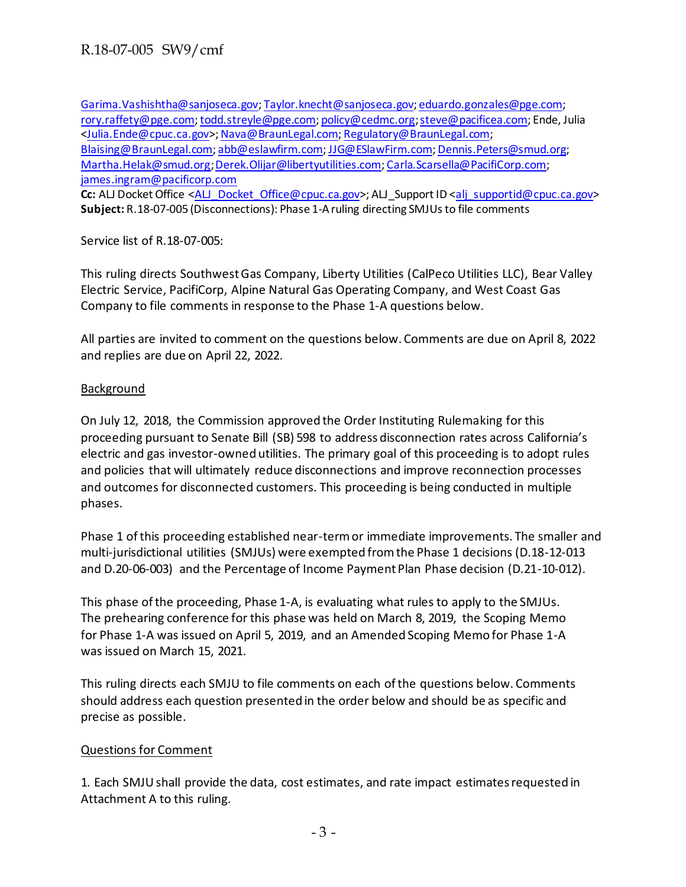Garima.Vashishtha@sanjoseca.gov; Taylor.knecht@sanjoseca.gov; eduardo.gonzales@pge.com; rory.raffety@pge.com; todd.streyle@pge.com; policy@cedmc.org; steve@pacificea.com; Ende, Julia <Julia.Ende@cpuc.ca.gov>; Nava@BraunLegal.com; Regulatory@BraunLegal.com; Blaising@BraunLegal.com; abb@eslawfirm.com; JJG@ESlawFirm.com; Dennis.Peters@smud.org; Martha.Helak@smud.org; Derek.Olijar@libertyutilities.com; Carla.Scarsella@PacifiCorp.com; james.ingram@pacificorp.com
**Cc:** ALJ Docket Office <ALJ_Docket_Office@cpuc.ca.gov>; ALJ_Support ID <alj_supportid@cpuc.ca.gov>
**Subject:** R.18-07-005 (Disconnections): Phase 1-A ruling directing SMJUs to file comments

Service list of R.18-07-005:

This ruling directs Southwest Gas Company, Liberty Utilities (CalPeco Utilities LLC), Bear Valley Electric Service, PacifiCorp, Alpine Natural Gas Operating Company, and West Coast Gas Company to file comments in response to the Phase 1-A questions below.

All parties are invited to comment on the questions below. Comments are due on April 8, 2022 and replies are due on April 22, 2022.

Background

On July 12, 2018, the Commission approved the Order Instituting Rulemaking for this proceeding pursuant to Senate Bill (SB) 598 to address disconnection rates across California's electric and gas investor-owned utilities. The primary goal of this proceeding is to adopt rules and policies that will ultimately reduce disconnections and improve reconnection processes and outcomes for disconnected customers. This proceeding is being conducted in multiple phases.

Phase 1 of this proceeding established near-term or immediate improvements. The smaller and multi-jurisdictional utilities (SMJUs) were exempted from the Phase 1 decisions (D.18-12-013 and D.20-06-003) and the Percentage of Income Payment Plan Phase decision (D.21-10-012).

This phase of the proceeding, Phase 1-A, is evaluating what rules to apply to the SMJUs. The prehearing conference for this phase was held on March 8, 2019, the Scoping Memo for Phase 1-A was issued on April 5, 2019, and an Amended Scoping Memo for Phase 1-A was issued on March 15, 2021.

This ruling directs each SMJU to file comments on each of the questions below. Comments should address each question presented in the order below and should be as specific and precise as possible.

Questions for Comment

1. Each SMJU shall provide the data, cost estimates, and rate impact estimates requested in Attachment A to this ruling.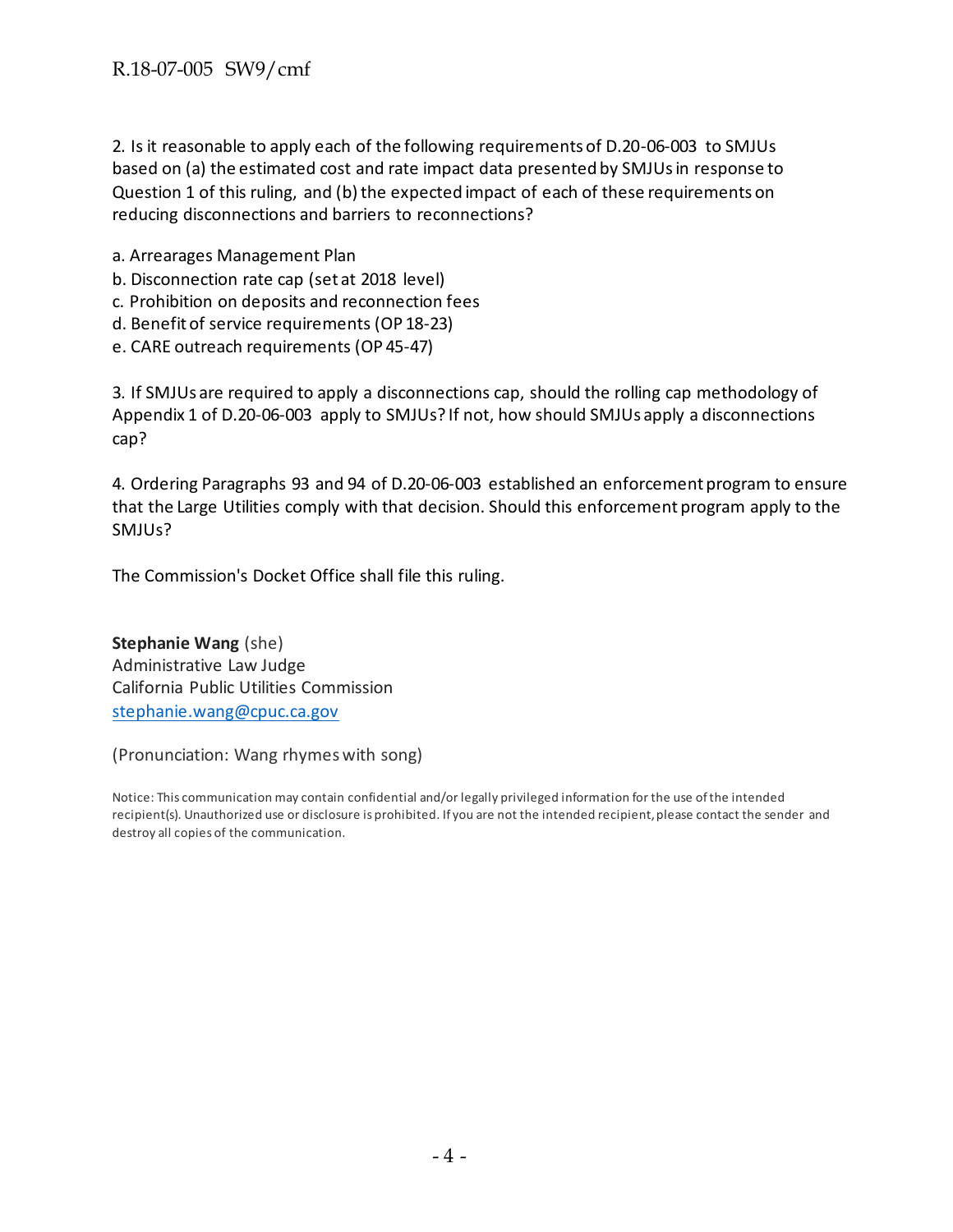2. Is it reasonable to apply each of the following requirements of D.20-06-003 to SMJUs based on (a) the estimated cost and rate impact data presented by SMJUs in response to Question 1 of this ruling, and (b) the expected impact of each of these requirements on reducing disconnections and barriers to reconnections?

a. Arrearages Management Plan
b. Disconnection rate cap (set at 2018 level)
c. Prohibition on deposits and reconnection fees
d. Benefit of service requirements (OP 18-23)
e. CARE outreach requirements (OP 45-47)

3. If SMJUs are required to apply a disconnections cap, should the rolling cap methodology of Appendix 1 of D.20-06-003 apply to SMJUs? If not, how should SMJUs apply a disconnections cap?

4. Ordering Paragraphs 93 and 94 of D.20-06-003 established an enforcement program to ensure that the Large Utilities comply with that decision. Should this enforcement program apply to the SMJUs?

The Commission's Docket Office shall file this ruling.

**Stephanie Wang** (she)
Administrative Law Judge
California Public Utilities Commission
stephanie.wang@cpuc.ca.gov

(Pronunciation: Wang rhymes with song)

Notice: This communication may contain confidential and/or legally privileged information for the use of the intended recipient(s). Unauthorized use or disclosure is prohibited. If you are not the intended recipient, please contact the sender and destroy all copies of the communication.